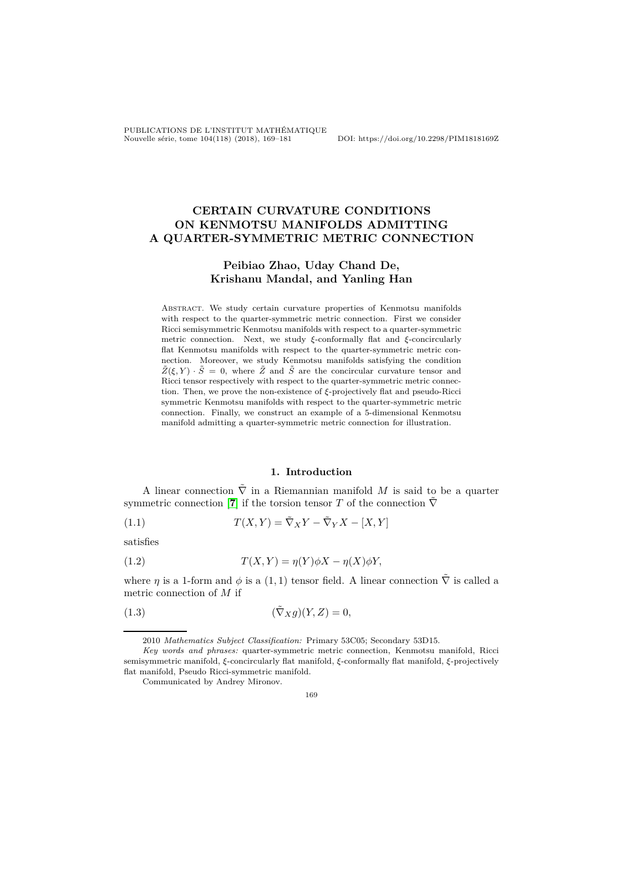# CERTAIN CURVATURE CONDITIONS ON KENMOTSU MANIFOLDS ADMITTING A QUARTER-SYMMETRIC METRIC CONNECTION

**Peibiao Zhao, Uday Chand De, Krishanu Mandal, and Yanling Han**

Abstract. We study certain curvature properties of Kenmotsu manifolds with respect to the quarter-symmetric metric connection. First we consider Ricci semisymmetric Kenmotsu manifolds with respect to a quarter-symmetric metric connection. Next, we study $\xi$-conformally flat and $\xi$-concircularly flat Kenmotsu manifolds with respect to the quarter-symmetric metric connection. Moreover, we study Kenmotsu manifolds satisfying the condition $\tilde{Z}(\xi, Y) \cdot \tilde{S} = 0$, where $\tilde{Z}$ and $\tilde{S}$ are the concircular curvature tensor and Ricci tensor respectively with respect to the quarter-symmetric metric connection. Then, we prove the non-existence of $\xi$-projectively flat and pseudo-Ricci symmetric Kenmotsu manifolds with respect to the quarter-symmetric metric connection. Finally, we construct an example of a 5-dimensional Kenmotsu manifold admitting a quarter-symmetric metric connection for illustration.

## 1. Introduction

A linear connection $\tilde{\nabla}$ in a Riemannian manifold $M$ is said to be a quarter symmetric connection [7] if the torsion tensor $T$ of the connection $\tilde{\nabla}$

$$T(X, Y) = \tilde{\nabla}_X Y - \tilde{\nabla}_Y X - [X, Y] \tag{1.1}$$

satisfies

$$T(X, Y) = \eta(Y)\phi X - \eta(X)\phi Y, \tag{1.2}$$

where $\eta$ is a 1-form and $\phi$ is a $(1, 1)$ tensor field. A linear connection $\tilde{\nabla}$ is called a metric connection of $M$ if

$$(\tilde{\nabla}_X g)(Y, Z) = 0, \tag{1.3}$$

2010 *Mathematics Subject Classification:* Primary 53C05; Secondary 53D15.

*Key words and phrases:* quarter-symmetric metric connection, Kenmotsu manifold, Ricci semisymmetric manifold, $\xi$-concircularly flat manifold, $\xi$-conformally flat manifold, $\xi$-projectively flat manifold, Pseudo Ricci-symmetric manifold.

Communicated by Andrey Mironov.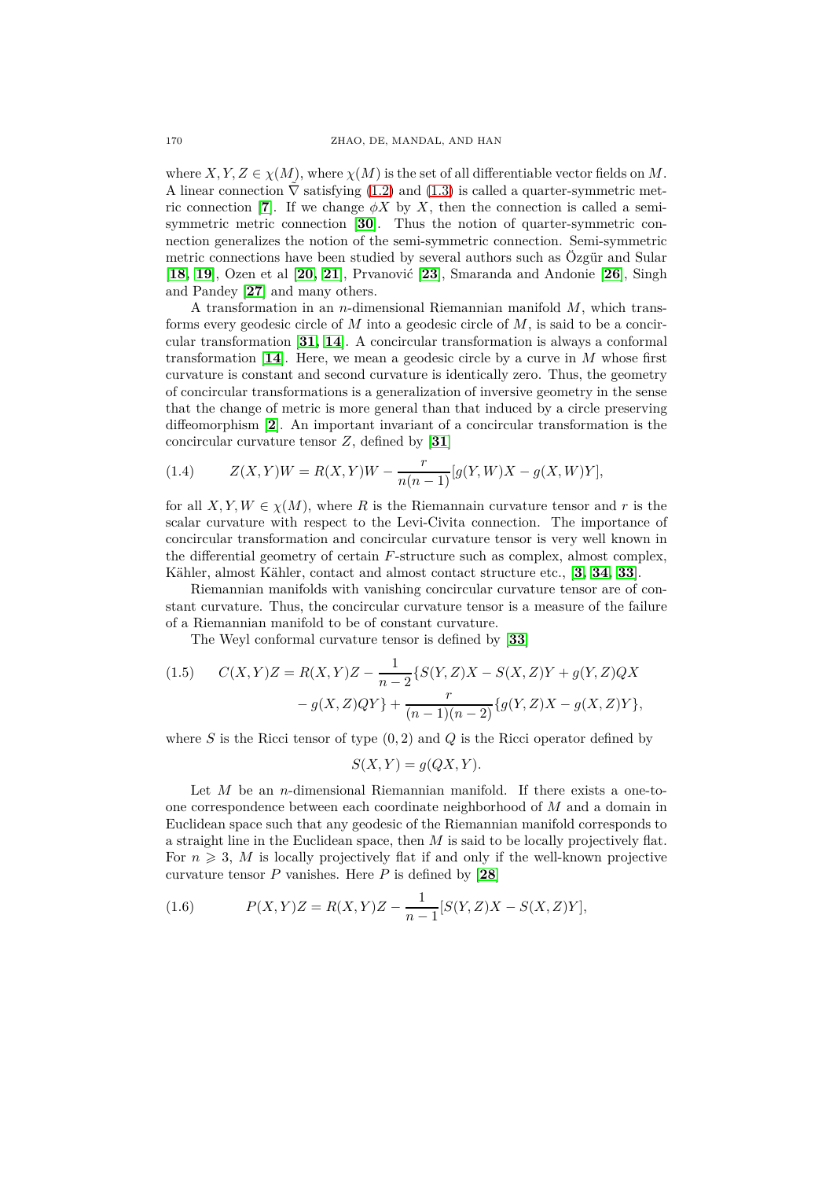where $X, Y, Z \in \chi(M)$, where $\chi(M)$ is the set of all differentiable vector fields on $M$. A linear connection $\overline{\nabla}$ satisfying (1.2) and (1.3) is called a quarter-symmetric metric connection [7]. If we change $\phi X$ by $X$, then the connection is called a semi-symmetric metric connection [30]. Thus the notion of quarter-symmetric connection generalizes the notion of the semi-symmetric connection. Semi-symmetric metric connections have been studied by several authors such as Özgür and Sular [18, 19], Ozen et al [20, 21], Prvanović [23], Smaranda and Andonie [26], Singh and Pandey [27] and many others.

A transformation in an $n$-dimensional Riemannian manifold $M$, which transforms every geodesic circle of $M$ into a geodesic circle of $M$, is said to be a concircular transformation [31, 14]. A concircular transformation is always a conformal transformation [14]. Here, we mean a geodesic circle by a curve in $M$ whose first curvature is constant and second curvature is identically zero. Thus, the geometry of concircular transformations is a generalization of inversive geometry in the sense that the change of metric is more general than that induced by a circle preserving diffeomorphism [2]. An important invariant of a concircular transformation is the concircular curvature tensor $Z$, defined by [31]

$$Z(X,Y)W = R(X,Y)W - \frac{r}{n(n-1)}[g(Y,W)X - g(X,W)Y], \tag{1.4}$$

for all $X, Y, W \in \chi(M)$, where $R$ is the Riemannain curvature tensor and $r$ is the scalar curvature with respect to the Levi-Civita connection. The importance of concircular transformation and concircular curvature tensor is very well known in the differential geometry of certain $F$-structure such as complex, almost complex, Kähler, almost Kähler, contact and almost contact structure etc., [3, 34, 33].

Riemannian manifolds with vanishing concircular curvature tensor are of constant curvature. Thus, the concircular curvature tensor is a measure of the failure of a Riemannian manifold to be of constant curvature.

The Weyl conformal curvature tensor is defined by [33]

$$\begin{aligned} C(X,Y)Z = R(X,Y)Z - \frac{1}{n-2}\{S(Y,Z)X - S(X,Z)Y + g(Y,Z)QX \\ - g(X,Z)QY\} + \frac{r}{(n-1)(n-2)}\{g(Y,Z)X - g(X,Z)Y\}, \end{aligned} \tag{1.5}$$

where $S$ is the Ricci tensor of type $(0,2)$ and $Q$ is the Ricci operator defined by

$$S(X,Y) = g(QX,Y).$$

Let $M$ be an $n$-dimensional Riemannian manifold. If there exists a one-to-one correspondence between each coordinate neighborhood of $M$ and a domain in Euclidean space such that any geodesic of the Riemannian manifold corresponds to a straight line in the Euclidean space, then $M$ is said to be locally projectively flat. For $n \geqslant 3$, $M$ is locally projectively flat if and only if the well-known projective curvature tensor $P$ vanishes. Here $P$ is defined by [28]

$$P(X,Y)Z = R(X,Y)Z - \frac{1}{n-1}[S(Y,Z)X - S(X,Z)Y], \tag{1.6}$$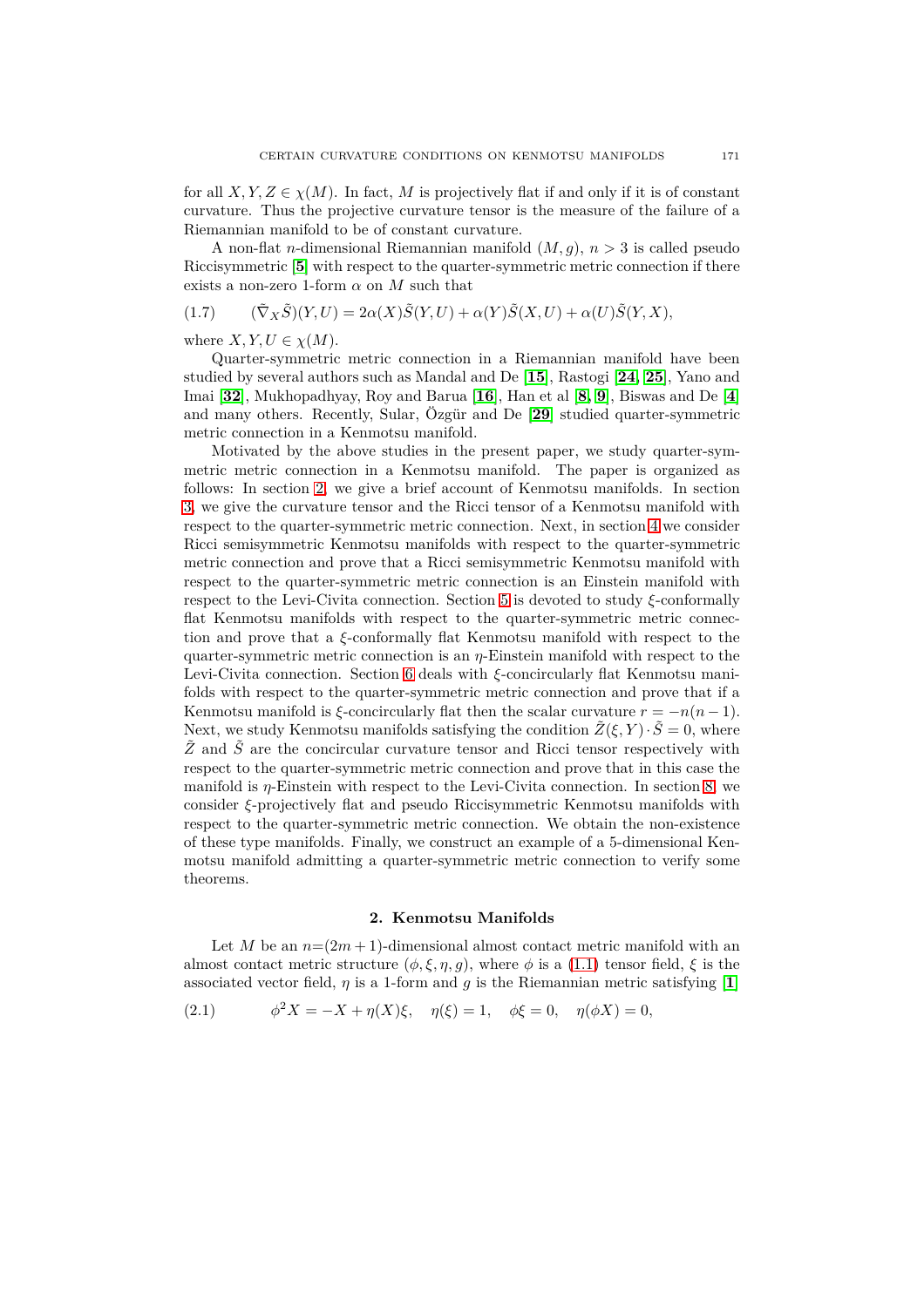for all $X, Y, Z \in \chi(M)$. In fact, $M$ is projectively flat if and only if it is of constant curvature. Thus the projective curvature tensor is the measure of the failure of a Riemannian manifold to be of constant curvature.

A non-flat $n$-dimensional Riemannian manifold $(M, g)$, $n > 3$ is called pseudo Riccisymmetric [5] with respect to the quarter-symmetric metric connection if there exists a non-zero 1-form $\alpha$ on $M$ such that

$$(\tilde{\nabla}_X \tilde{S})(Y, U) = 2\alpha(X)\tilde{S}(Y, U) + \alpha(Y)\tilde{S}(X, U) + \alpha(U)\tilde{S}(Y, X), \tag{1.7}$$

where $X, Y, U \in \chi(M)$.

Quarter-symmetric metric connection in a Riemannian manifold have been studied by several authors such as Mandal and De [15], Rastogi [24, 25], Yano and Imai [32], Mukhopadhyay, Roy and Barua [16], Han et al [8, 9], Biswas and De [4] and many others. Recently, Sular, Özgür and De [29] studied quarter-symmetric metric connection in a Kenmotsu manifold.

Motivated by the above studies in the present paper, we study quarter-symmetric metric connection in a Kenmotsu manifold. The paper is organized as follows: In section 2, we give a brief account of Kenmotsu manifolds. In section 3, we give the curvature tensor and the Ricci tensor of a Kenmotsu manifold with respect to the quarter-symmetric metric connection. Next, in section 4 we consider Ricci semisymmetric Kenmotsu manifolds with respect to the quarter-symmetric metric connection and prove that a Ricci semisymmetric Kenmotsu manifold with respect to the quarter-symmetric metric connection is an Einstein manifold with respect to the Levi-Civita connection. Section 5 is devoted to study $\xi$-conformally flat Kenmotsu manifolds with respect to the quarter-symmetric metric connection and prove that a $\xi$-conformally flat Kenmotsu manifold with respect to the quarter-symmetric metric connection is an $\eta$-Einstein manifold with respect to the Levi-Civita connection. Section 6 deals with $\xi$-concircularly flat Kenmotsu manifolds with respect to the quarter-symmetric metric connection and prove that if a Kenmotsu manifold is $\xi$-concircularly flat then the scalar curvature $r = -n(n-1)$. Next, we study Kenmotsu manifolds satisfying the condition $\tilde{Z}(\xi, Y) \cdot \tilde{S} = 0$, where $\tilde{Z}$ and $\tilde{S}$ are the concircular curvature tensor and Ricci tensor respectively with respect to the quarter-symmetric metric connection and prove that in this case the manifold is $\eta$-Einstein with respect to the Levi-Civita connection. In section 8, we consider $\xi$-projectively flat and pseudo Riccisymmetric Kenmotsu manifolds with respect to the quarter-symmetric metric connection. We obtain the non-existence of these type manifolds. Finally, we construct an example of a 5-dimensional Kenmotsu manifold admitting a quarter-symmetric metric connection to verify some theorems.

## 2. Kenmotsu Manifolds

Let $M$ be an $n$=$(2m+1)$-dimensional almost contact metric manifold with an almost contact metric structure $(\phi, \xi, \eta, g)$, where $\phi$ is a (1.1) tensor field, $\xi$ is the associated vector field, $\eta$ is a 1-form and $g$ is the Riemannian metric satisfying [1]

$$\phi^2 X = -X + \eta(X)\xi, \quad \eta(\xi) = 1, \quad \phi\xi = 0, \quad \eta(\phi X) = 0, \tag{2.1}$$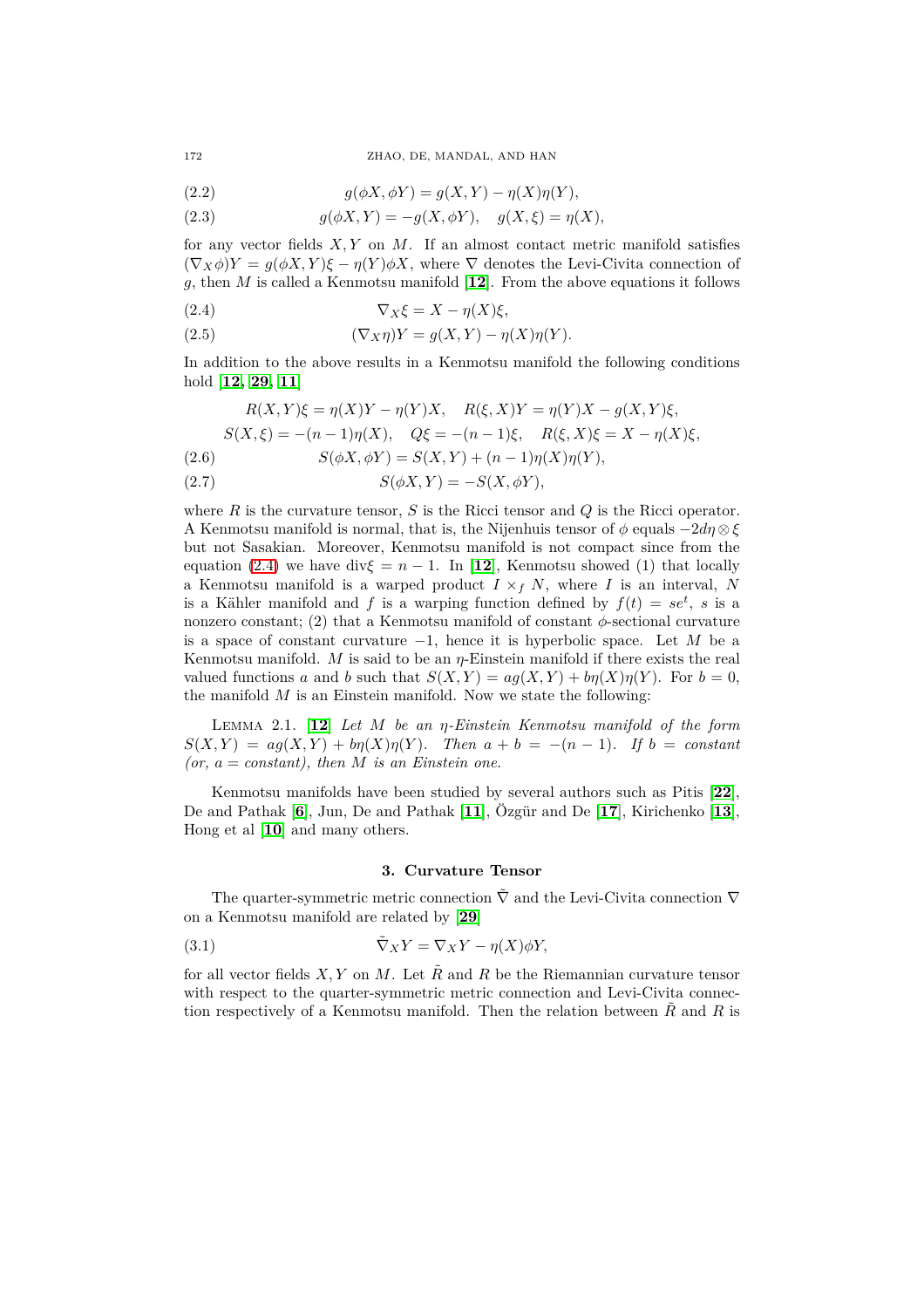$$g(\phi X, \phi Y) = g(X, Y) - \eta(X)\eta(Y), \tag{2.2}$$

$$g(\phi X, Y) = -g(X, \phi Y), \quad g(X, \xi) = \eta(X), \tag{2.3}$$

for any vector fields $X, Y$ on $M$. If an almost contact metric manifold satisfies $(\nabla_X \phi)Y = g(\phi X, Y)\xi - \eta(Y)\phi X$, where $\nabla$ denotes the Levi-Civita connection of $g$, then $M$ is called a Kenmotsu manifold [**12**]. From the above equations it follows

$$\nabla_X \xi = X - \eta(X)\xi, \tag{2.4}$$

$$(\nabla_X \eta)Y = g(X, Y) - \eta(X)\eta(Y). \tag{2.5}$$

In addition to the above results in a Kenmotsu manifold the following conditions hold [**12**, **29**, **11**]

$$R(X, Y)\xi = \eta(X)Y - \eta(Y)X, \quad R(\xi, X)Y = \eta(Y)X - g(X, Y)\xi,$$

$$S(X, \xi) = -(n-1)\eta(X), \quad Q\xi = -(n-1)\xi, \quad R(\xi, X)\xi = X - \eta(X)\xi,$$

$$S(\phi X, \phi Y) = S(X, Y) + (n-1)\eta(X)\eta(Y), \tag{2.6}$$

$$S(\phi X, Y) = -S(X, \phi Y), \tag{2.7}$$

where $R$ is the curvature tensor, $S$ is the Ricci tensor and $Q$ is the Ricci operator. A Kenmotsu manifold is normal, that is, the Nijenhuis tensor of $\phi$ equals $-2d\eta \otimes \xi$ but not Sasakian. Moreover, Kenmotsu manifold is not compact since from the equation (2.4) we have $\text{div}\xi = n - 1$. In [**12**], Kenmotsu showed (1) that locally a Kenmotsu manifold is a warped product $I \times_f N$, where $I$ is an interval, $N$ is a Kähler manifold and $f$ is a warping function defined by $f(t) = se^t$, $s$ is a nonzero constant; (2) that a Kenmotsu manifold of constant $\phi$-sectional curvature is a space of constant curvature $-1$, hence it is hyperbolic space. Let $M$ be a Kenmotsu manifold. $M$ is said to be an $\eta$-Einstein manifold if there exists the real valued functions $a$ and $b$ such that $S(X, Y) = ag(X, Y) + b\eta(X)\eta(Y)$. For $b = 0$, the manifold $M$ is an Einstein manifold. Now we state the following:

Lemma 2.1. [**12**] *Let $M$ be an $\eta$-Einstein Kenmotsu manifold of the form $S(X, Y) = ag(X, Y) + b\eta(X)\eta(Y)$. Then $a + b = -(n-1)$. If $b =$ constant (or, $a =$ constant), then $M$ is an Einstein one.*

Kenmotsu manifolds have been studied by several authors such as Pitis [**22**], De and Pathak [**6**], Jun, De and Pathak [**11**], Özgür and De [**17**], Kirichenko [**13**], Hong et al [**10**] and many others.

## 3. Curvature Tensor

The quarter-symmetric metric connection $\tilde{\nabla}$ and the Levi-Civita connection $\nabla$ on a Kenmotsu manifold are related by [**29**]

$$\tilde{\nabla}_X Y = \nabla_X Y - \eta(X)\phi Y, \tag{3.1}$$

for all vector fields $X, Y$ on $M$. Let $\tilde{R}$ and $R$ be the Riemannian curvature tensor with respect to the quarter-symmetric metric connection and Levi-Civita connection respectively of a Kenmotsu manifold. Then the relation between $\tilde{R}$ and $R$ is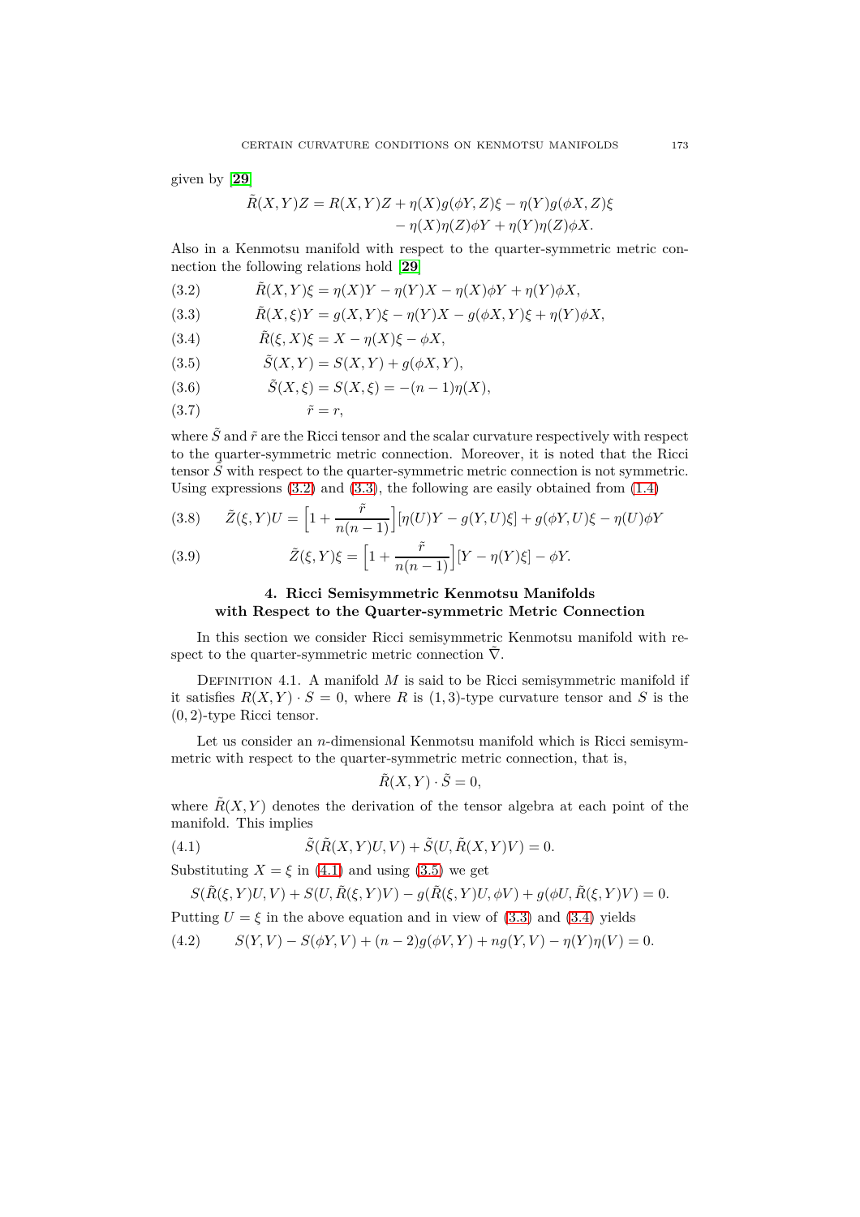given by [29]

$$\tilde{R}(X,Y)Z = R(X,Y)Z + \eta(X)g(\phi Y, Z)\xi - \eta(Y)g(\phi X, Z)\xi \\ - \eta(X)\eta(Z)\phi Y + \eta(Y)\eta(Z)\phi X.$$

Also in a Kenmotsu manifold with respect to the quarter-symmetric metric connection the following relations hold [29]

$$\tilde{R}(X,Y)\xi = \eta(X)Y - \eta(Y)X - \eta(X)\phi Y + \eta(Y)\phi X, \tag{3.2}$$

$$\tilde{R}(X,\xi)Y = g(X,Y)\xi - \eta(Y)X - g(\phi X, Y)\xi + \eta(Y)\phi X, \tag{3.3}$$

$$\tilde{R}(\xi, X)\xi = X - \eta(X)\xi - \phi X, \tag{3.4}$$

$$\tilde{S}(X,Y) = S(X,Y) + g(\phi X, Y), \tag{3.5}$$

$$\tilde{S}(X,\xi) = S(X,\xi) = -(n-1)\eta(X), \tag{3.6}$$

$$\tilde{r} = r, \tag{3.7}$$

where $\tilde{S}$ and $\tilde{r}$ are the Ricci tensor and the scalar curvature respectively with respect to the quarter-symmetric metric connection. Moreover, it is noted that the Ricci tensor $\tilde{S}$ with respect to the quarter-symmetric metric connection is not symmetric. Using expressions (3.2) and (3.3), the following are easily obtained from (1.4)

$$\tilde{Z}(\xi, Y)U = \Big[1 + \frac{\tilde{r}}{n(n-1)}\Big][\eta(U)Y - g(Y,U)\xi] + g(\phi Y, U)\xi - \eta(U)\phi Y \tag{3.8}$$

$$\tilde{Z}(\xi, Y)\xi = \Big[1 + \frac{\tilde{r}}{n(n-1)}\Big][Y - \eta(Y)\xi] - \phi Y. \tag{3.9}$$

## 4. Ricci Semisymmetric Kenmotsu Manifolds with Respect to the Quarter-symmetric Metric Connection

In this section we consider Ricci semisymmetric Kenmotsu manifold with respect to the quarter-symmetric metric connection $\tilde{\nabla}$.

Definition 4.1. A manifold $M$ is said to be Ricci semisymmetric manifold if it satisfies $R(X,Y) \cdot S = 0$, where $R$ is $(1,3)$-type curvature tensor and $S$ is the $(0,2)$-type Ricci tensor.

Let us consider an $n$-dimensional Kenmotsu manifold which is Ricci semisymmetric with respect to the quarter-symmetric metric connection, that is,

$$\tilde{R}(X,Y) \cdot \tilde{S} = 0,$$

where $\tilde{R}(X,Y)$ denotes the derivation of the tensor algebra at each point of the manifold. This implies

$$\tilde{S}(\tilde{R}(X,Y)U, V) + \tilde{S}(U, \tilde{R}(X,Y)V) = 0. \tag{4.1}$$

Substituting $X = \xi$ in (4.1) and using (3.5) we get

$$S(\tilde{R}(\xi,Y)U,V) + S(U, \tilde{R}(\xi,Y)V) - g(\tilde{R}(\xi,Y)U, \phi V) + g(\phi U, \tilde{R}(\xi,Y)V) = 0.$$

Putting $U = \xi$ in the above equation and in view of (3.3) and (3.4) yields

$$S(Y,V) - S(\phi Y, V) + (n-2)g(\phi V, Y) + ng(Y,V) - \eta(Y)\eta(V) = 0. \tag{4.2}$$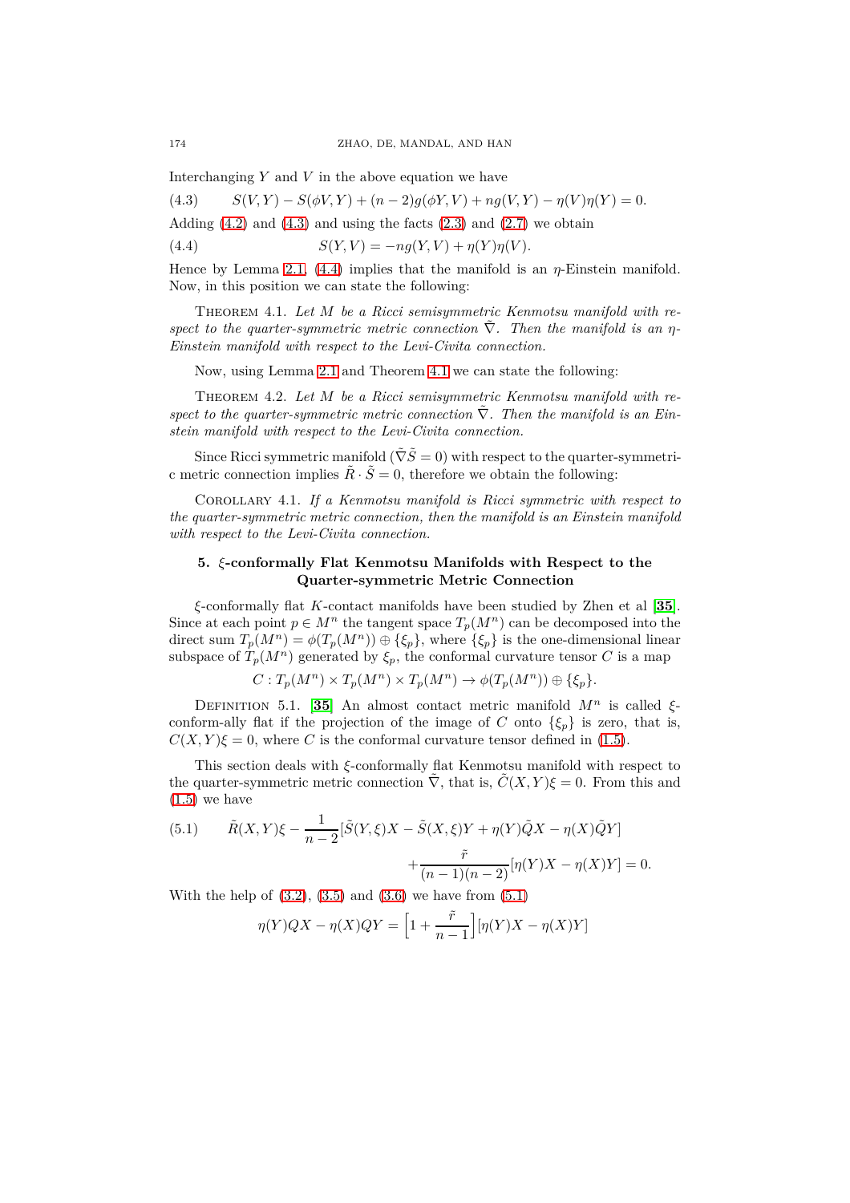Interchanging $Y$ and $V$ in the above equation we have

$$S(V,Y) - S(\phi V, Y) + (n-2)g(\phi Y, V) + ng(V,Y) - \eta(V)\eta(Y) = 0. \tag{4.3}$$

Adding (4.2) and (4.3) and using the facts (2.3) and (2.7) we obtain

$$S(Y,V) = -ng(Y,V) + \eta(Y)\eta(V). \tag{4.4}$$

Hence by Lemma 2.1, (4.4) implies that the manifold is an $\eta$-Einstein manifold. Now, in this position we can state the following:

Theorem 4.1. *Let $M$ be a Ricci semisymmetric Kenmotsu manifold with respect to the quarter-symmetric metric connection $\tilde{\nabla}$. Then the manifold is an $\eta$-Einstein manifold with respect to the Levi-Civita connection.*

Now, using Lemma 2.1 and Theorem 4.1 we can state the following:

Theorem 4.2. *Let $M$ be a Ricci semisymmetric Kenmotsu manifold with respect to the quarter-symmetric metric connection $\tilde{\nabla}$. Then the manifold is an Einstein manifold with respect to the Levi-Civita connection.*

Since Ricci symmetric manifold ($\tilde{\nabla}\tilde{S} = 0$) with respect to the quarter-symmetric metric connection implies $\tilde{R} \cdot \tilde{S} = 0$, therefore we obtain the following:

Corollary 4.1. *If a Kenmotsu manifold is Ricci symmetric with respect to the quarter-symmetric metric connection, then the manifold is an Einstein manifold with respect to the Levi-Civita connection.*

## 5. $\xi$-conformally Flat Kenmotsu Manifolds with Respect to the Quarter-symmetric Metric Connection

$\xi$-conformally flat $K$-contact manifolds have been studied by Zhen et al [**35**]. Since at each point $p \in M^n$ the tangent space $T_p(M^n)$ can be decomposed into the direct sum $T_p(M^n) = \phi(T_p(M^n)) \oplus \{\xi_p\}$, where $\{\xi_p\}$ is the one-dimensional linear subspace of $T_p(M^n)$ generated by $\xi_p$, the conformal curvature tensor $C$ is a map

$$C : T_p(M^n) \times T_p(M^n) \times T_p(M^n) \to \phi(T_p(M^n)) \oplus \{\xi_p\}.$$

Definition 5.1. [**35**] An almost contact metric manifold $M^n$ is called $\xi$-conform-ally flat if the projection of the image of $C$ onto $\{\xi_p\}$ is zero, that is, $C(X,Y)\xi = 0$, where $C$ is the conformal curvature tensor defined in (1.5).

This section deals with $\xi$-conformally flat Kenmotsu manifold with respect to the quarter-symmetric metric connection $\tilde{\nabla}$, that is, $\tilde{C}(X,Y)\xi = 0$. From this and (1.5) we have

$$\tilde{R}(X,Y)\xi - \frac{1}{n-2}[\tilde{S}(Y,\xi)X - \tilde{S}(X,\xi)Y + \eta(Y)\tilde{Q}X - \eta(X)\tilde{Q}Y] + \frac{\tilde{r}}{(n-1)(n-2)}[\eta(Y)X - \eta(X)Y] = 0. \tag{5.1}$$

With the help of (3.2), (3.5) and (3.6) we have from (5.1)

$$\eta(Y)QX - \eta(X)QY = \Big[1 + \frac{\tilde{r}}{n-1}\Big][\eta(Y)X - \eta(X)Y]$$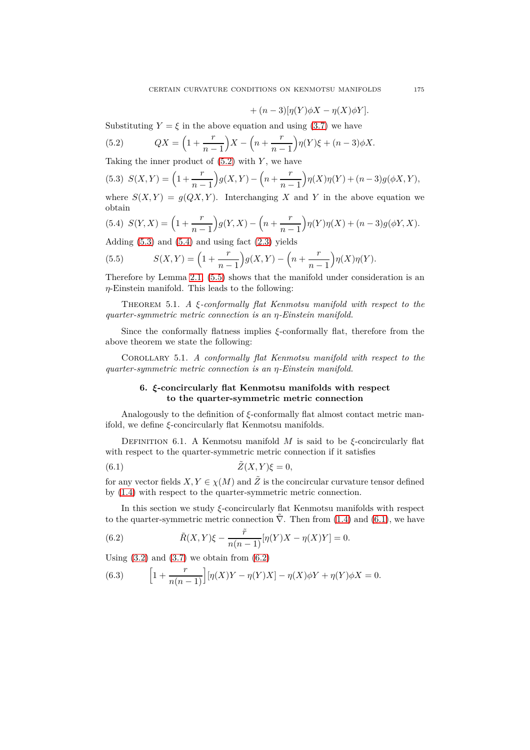$$+ (n-3)[\eta(Y)\phi X - \eta(X)\phi Y].$$

Substituting $Y = \xi$ in the above equation and using (3.7) we have

$$QX = \Big(1 + \frac{r}{n-1}\Big)X - \Big(n + \frac{r}{n-1}\Big)\eta(Y)\xi + (n-3)\phi X. \tag{5.2}$$

Taking the inner product of (5.2) with $Y$, we have

$$S(X,Y) = \Big(1 + \frac{r}{n-1}\Big)g(X,Y) - \Big(n + \frac{r}{n-1}\Big)\eta(X)\eta(Y) + (n-3)g(\phi X, Y), \tag{5.3}$$

where $S(X,Y) = g(QX,Y)$. Interchanging $X$ and $Y$ in the above equation we obtain

$$S(Y,X) = \Big(1 + \frac{r}{n-1}\Big)g(Y,X) - \Big(n + \frac{r}{n-1}\Big)\eta(Y)\eta(X) + (n-3)g(\phi Y, X). \tag{5.4}$$

Adding (5.3) and (5.4) and using fact (2.3) yields

$$S(X,Y) = \Big(1 + \frac{r}{n-1}\Big)g(X,Y) - \Big(n + \frac{r}{n-1}\Big)\eta(X)\eta(Y). \tag{5.5}$$

Therefore by Lemma 2.1 (5.5) shows that the manifold under consideration is an $\eta$-Einstein manifold. This leads to the following:

Theorem 5.1. *A $\xi$-conformally flat Kenmotsu manifold with respect to the quarter-symmetric metric connection is an $\eta$-Einstein manifold.*

Since the conformally flatness implies $\xi$-conformally flat, therefore from the above theorem we state the following:

Corollary 5.1. *A conformally flat Kenmotsu manifold with respect to the quarter-symmetric metric connection is an $\eta$-Einstein manifold.*

## 6. $\xi$-concircularly flat Kenmotsu manifolds with respect to the quarter-symmetric metric connection

Analogously to the definition of $\xi$-conformally flat almost contact metric manifold, we define $\xi$-concircularly flat Kenmotsu manifolds.

Definition 6.1. A Kenmotsu manifold $M$ is said to be $\xi$-concircularly flat with respect to the quarter-symmetric metric connection if it satisfies

$$\tilde{Z}(X,Y)\xi = 0, \tag{6.1}$$

for any vector fields $X, Y \in \chi(M)$ and $\tilde{Z}$ is the concircular curvature tensor defined by (1.4) with respect to the quarter-symmetric metric connection.

In this section we study $\xi$-concircularly flat Kenmotsu manifolds with respect to the quarter-symmetric metric connection $\tilde{\nabla}$. Then from (1.4) and (6.1), we have

$$\tilde{R}(X,Y)\xi - \frac{\tilde{r}}{n(n-1)}[\eta(Y)X - \eta(X)Y] = 0. \tag{6.2}$$

Using (3.2) and (3.7) we obtain from (6.2)

$$\Big[1 + \frac{r}{n(n-1)}\Big][\eta(X)Y - \eta(Y)X] - \eta(X)\phi Y + \eta(Y)\phi X = 0. \tag{6.3}$$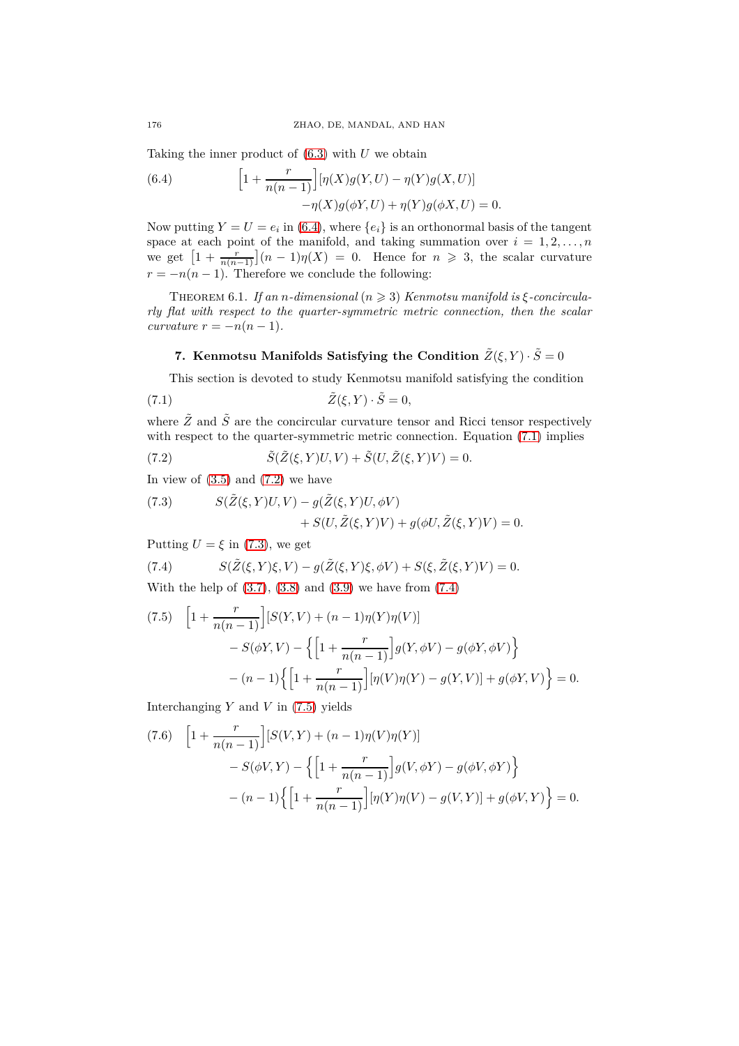Taking the inner product of (6.3) with $U$ we obtain

$$
\left[1+\frac{r}{n(n-1)}\right][\eta(X)g(Y,U)-\eta(Y)g(X,U)] \\
-\eta(X)g(\phi Y,U)+\eta(Y)g(\phi X,U)=0. \tag{6.4}
$$

Now putting $Y=U=e_i$ in (6.4), where $\{e_i\}$ is an orthonormal basis of the tangent space at each point of the manifold, and taking summation over $i=1,2,\ldots,n$ we get $\left[1+\frac{r}{n(n-1)}\right](n-1)\eta(X)=0$. Hence for $n\geqslant 3$, the scalar curvature $r=-n(n-1)$. Therefore we conclude the following:

Theorem 6.1. *If an $n$-dimensional $(n\geqslant 3)$ Kenmotsu manifold is $\xi$-concircularly flat with respect to the quarter-symmetric metric connection, then the scalar curvature $r=-n(n-1)$.*

## 7. Kenmotsu Manifolds Satisfying the Condition $\tilde{Z}(\xi,Y)\cdot\tilde{S}=0$

This section is devoted to study Kenmotsu manifold satisfying the condition

$$
\tilde{Z}(\xi,Y)\cdot\tilde{S}=0, \tag{7.1}
$$

where $\tilde{Z}$ and $\tilde{S}$ are the concircular curvature tensor and Ricci tensor respectively with respect to the quarter-symmetric metric connection. Equation (7.1) implies

$$
\tilde{S}(\tilde{Z}(\xi,Y)U,V)+\tilde{S}(U,\tilde{Z}(\xi,Y)V)=0. \tag{7.2}
$$

In view of (3.5) and (7.2) we have

$$
S(\tilde{Z}(\xi,Y)U,V)-g(\tilde{Z}(\xi,Y)U,\phi V) \\
+S(U,\tilde{Z}(\xi,Y)V)+g(\phi U,\tilde{Z}(\xi,Y)V)=0. \tag{7.3}
$$

Putting $U=\xi$ in (7.3), we get

$$
S(\tilde{Z}(\xi,Y)\xi,V)-g(\tilde{Z}(\xi,Y)\xi,\phi V)+S(\xi,\tilde{Z}(\xi,Y)V)=0. \tag{7.4}
$$

With the help of (3.7), (3.8) and (3.9) we have from (7.4)

$$
\left[1+\frac{r}{n(n-1)}\right][S(Y,V)+(n-1)\eta(Y)\eta(V)] \\
-S(\phi Y,V)-\left\{\left[1+\frac{r}{n(n-1)}\right]g(Y,\phi V)-g(\phi Y,\phi V)\right\} \\
-(n-1)\left\{\left[1+\frac{r}{n(n-1)}\right][\eta(V)\eta(Y)-g(Y,V)]+g(\phi Y,V)\right\}=0. \tag{7.5}
$$

Interchanging $Y$ and $V$ in (7.5) yields

$$
\left[1+\frac{r}{n(n-1)}\right][S(V,Y)+(n-1)\eta(V)\eta(Y)] \\
-S(\phi V,Y)-\left\{\left[1+\frac{r}{n(n-1)}\right]g(V,\phi Y)-g(\phi V,\phi Y)\right\} \\
-(n-1)\left\{\left[1+\frac{r}{n(n-1)}\right][\eta(Y)\eta(V)-g(V,Y)]+g(\phi V,Y)\right\}=0. \tag{7.6}
$$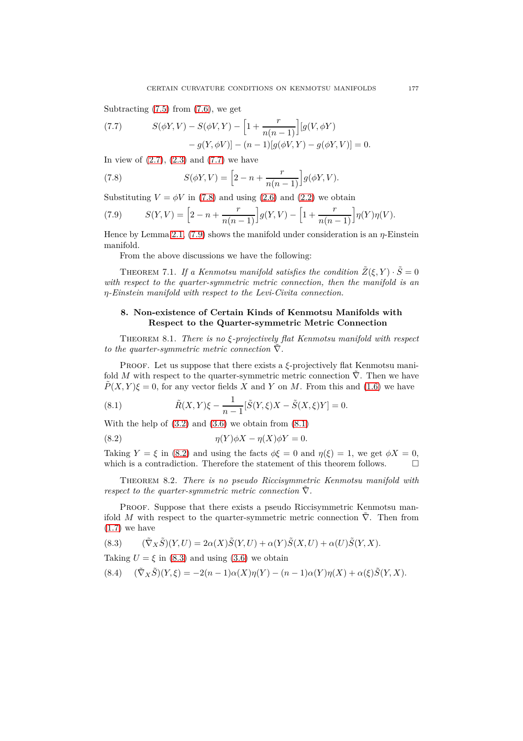Subtracting (7.5) from (7.6), we get

$$(7.7) \qquad S(\phi Y, V) - S(\phi V, Y) - \Big[1 + \frac{r}{n(n-1)}\Big][g(V, \phi Y) - g(Y, \phi V)] - (n-1)[g(\phi V, Y) - g(\phi Y, V)] = 0.$$

In view of (2.7), (2.3) and (7.7) we have

$$(7.8) \qquad S(\phi Y, V) = \Big[2 - n + \frac{r}{n(n-1)}\Big] g(\phi Y, V).$$

Substituting $V = \phi V$ in (7.8) and using (2.6) and (2.2) we obtain

$$(7.9) \qquad S(Y, V) = \Big[2 - n + \frac{r}{n(n-1)}\Big] g(Y, V) - \Big[1 + \frac{r}{n(n-1)}\Big]\eta(Y)\eta(V).$$

Hence by Lemma 2.1, (7.9) shows the manifold under consideration is an $\eta$-Einstein manifold.

From the above discussions we have the following:

Theorem 7.1. *If a Kenmotsu manifold satisfies the condition $\tilde{Z}(\xi, Y) \cdot \tilde{S} = 0$ with respect to the quarter-symmetric metric connection, then the manifold is an $\eta$-Einstein manifold with respect to the Levi-Civita connection.*

## 8. Non-existence of Certain Kinds of Kenmotsu Manifolds with Respect to the Quarter-symmetric Metric Connection

Theorem 8.1. *There is no $\xi$-projectively flat Kenmotsu manifold with respect to the quarter-symmetric metric connection $\tilde{\nabla}$.*

Proof. Let us suppose that there exists a $\xi$-projectively flat Kenmotsu manifold $M$ with respect to the quarter-symmetric metric connection $\tilde{\nabla}$. Then we have $\tilde{P}(X, Y)\xi = 0$, for any vector fields $X$ and $Y$ on $M$. From this and (1.6) we have

$$(8.1) \qquad \tilde{R}(X, Y)\xi - \frac{1}{n-1}[\tilde{S}(Y, \xi)X - \tilde{S}(X, \xi)Y] = 0.$$

With the help of (3.2) and (3.6) we obtain from (8.1)

$$(8.2) \qquad \eta(Y)\phi X - \eta(X)\phi Y = 0.$$

Taking $Y = \xi$ in (8.2) and using the facts $\phi\xi = 0$ and $\eta(\xi) = 1$, we get $\phi X = 0$, which is a contradiction. Therefore the statement of this theorem follows. □

Theorem 8.2. *There is no pseudo Riccisymmetric Kenmotsu manifold with respect to the quarter-symmetric metric connection $\tilde{\nabla}$.*

Proof. Suppose that there exists a pseudo Riccisymmetric Kenmotsu manifold $M$ with respect to the quarter-symmetric metric connection $\tilde{\nabla}$. Then from (1.7) we have

$$(8.3) \qquad (\tilde{\nabla}_X \tilde{S})(Y, U) = 2\alpha(X)\tilde{S}(Y, U) + \alpha(Y)\tilde{S}(X, U) + \alpha(U)\tilde{S}(Y, X).$$

Taking $U = \xi$ in (8.3) and using (3.6) we obtain

$$(8.4) \qquad (\tilde{\nabla}_X \tilde{S})(Y, \xi) = -2(n-1)\alpha(X)\eta(Y) - (n-1)\alpha(Y)\eta(X) + \alpha(\xi)\tilde{S}(Y, X).$$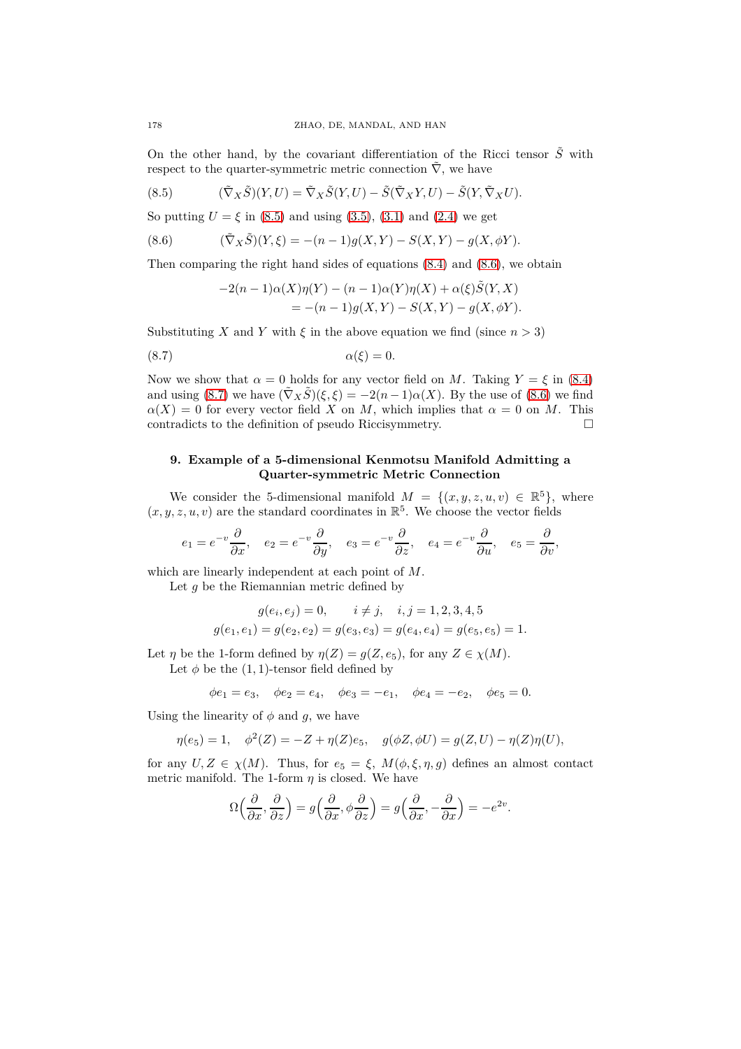On the other hand, by the covariant differentiation of the Ricci tensor $\tilde{S}$ with respect to the quarter-symmetric metric connection $\tilde{\nabla}$, we have

$$(\tilde{\nabla}_X \tilde{S})(Y, U) = \tilde{\nabla}_X \tilde{S}(Y, U) - \tilde{S}(\tilde{\nabla}_X Y, U) - \tilde{S}(Y, \tilde{\nabla}_X U). \tag{8.5}$$

So putting $U = \xi$ in (8.5) and using (3.5), (3.1) and (2.4) we get

$$(\tilde{\nabla}_X \tilde{S})(Y, \xi) = -(n-1)g(X, Y) - S(X, Y) - g(X, \phi Y). \tag{8.6}$$

Then comparing the right hand sides of equations (8.4) and (8.6), we obtain

$$\begin{aligned}
-2(n-1)\alpha(X)\eta(Y) - (n-1)\alpha(Y)\eta(X) + \alpha(\xi)\tilde{S}(Y, X) \\
= -(n-1)g(X, Y) - S(X, Y) - g(X, \phi Y).
\end{aligned}$$

Substituting $X$ and $Y$ with $\xi$ in the above equation we find (since $n > 3$)

$$\alpha(\xi) = 0. \tag{8.7}$$

Now we show that $\alpha = 0$ holds for any vector field on $M$. Taking $Y = \xi$ in (8.4) and using (8.7) we have $(\tilde{\nabla}_X \tilde{S})(\xi, \xi) = -2(n-1)\alpha(X)$. By the use of (8.6) we find $\alpha(X) = 0$ for every vector field $X$ on $M$, which implies that $\alpha = 0$ on $M$. This contradicts to the definition of pseudo Riccisymmetry. □

## 9. Example of a 5-dimensional Kenmotsu Manifold Admitting a Quarter-symmetric Metric Connection

We consider the 5-dimensional manifold $M = \{(x, y, z, u, v) \in \mathbb{R}^5\}$, where $(x, y, z, u, v)$ are the standard coordinates in $\mathbb{R}^5$. We choose the vector fields

$$e_1 = e^{-v}\frac{\partial}{\partial x}, \quad e_2 = e^{-v}\frac{\partial}{\partial y}, \quad e_3 = e^{-v}\frac{\partial}{\partial z}, \quad e_4 = e^{-v}\frac{\partial}{\partial u}, \quad e_5 = \frac{\partial}{\partial v},$$

which are linearly independent at each point of $M$.

Let $g$ be the Riemannian metric defined by

$$\begin{gathered}
g(e_i, e_j) = 0, \qquad i \neq j, \quad i, j = 1, 2, 3, 4, 5 \\
g(e_1, e_1) = g(e_2, e_2) = g(e_3, e_3) = g(e_4, e_4) = g(e_5, e_5) = 1.
\end{gathered}$$

Let $\eta$ be the 1-form defined by $\eta(Z) = g(Z, e_5)$, for any $Z \in \chi(M)$.

Let $\phi$ be the $(1, 1)$-tensor field defined by

$$\phi e_1 = e_3, \quad \phi e_2 = e_4, \quad \phi e_3 = -e_1, \quad \phi e_4 = -e_2, \quad \phi e_5 = 0.$$

Using the linearity of $\phi$ and $g$, we have

$$\eta(e_5) = 1, \quad \phi^2(Z) = -Z + \eta(Z)e_5, \quad g(\phi Z, \phi U) = g(Z, U) - \eta(Z)\eta(U),$$

for any $U, Z \in \chi(M)$. Thus, for $e_5 = \xi$, $M(\phi, \xi, \eta, g)$ defines an almost contact metric manifold. The 1-form $\eta$ is closed. We have

$$\Omega\Big(\frac{\partial}{\partial x}, \frac{\partial}{\partial z}\Big) = g\Big(\frac{\partial}{\partial x}, \phi\frac{\partial}{\partial z}\Big) = g\Big(\frac{\partial}{\partial x}, -\frac{\partial}{\partial x}\Big) = -e^{2v}.$$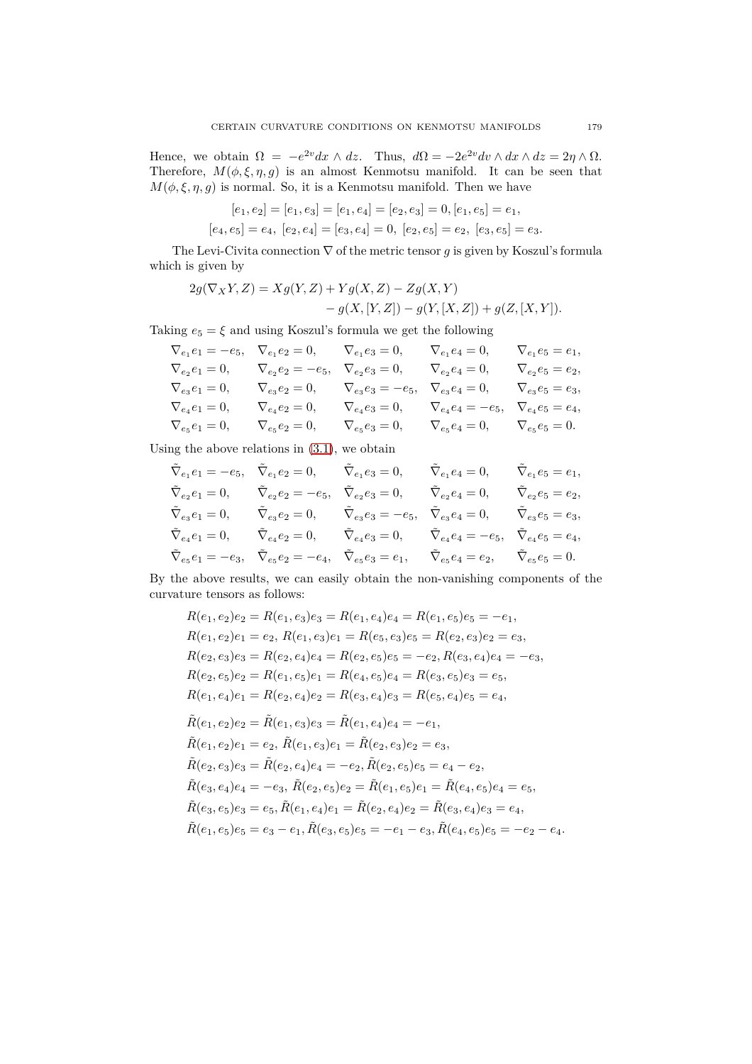Hence, we obtain $\Omega = -e^{2v} dx \wedge dz$. Thus, $d\Omega = -2e^{2v} dv \wedge dx \wedge dz = 2\eta \wedge \Omega$. Therefore, $M(\phi, \xi, \eta, g)$ is an almost Kenmotsu manifold. It can be seen that $M(\phi, \xi, \eta, g)$ is normal. So, it is a Kenmotsu manifold. Then we have

$$[e_1, e_2] = [e_1, e_3] = [e_1, e_4] = [e_2, e_3] = 0, [e_1, e_5] = e_1,$$

$$[e_4, e_5] = e_4,\ [e_2, e_4] = [e_3, e_4] = 0,\ [e_2, e_5] = e_2,\ [e_3, e_5] = e_3.$$

The Levi-Civita connection $\nabla$ of the metric tensor $g$ is given by Koszul's formula which is given by

$$\begin{aligned} 2g(\nabla_X Y, Z) = & Xg(Y, Z) + Yg(X, Z) - Zg(X, Y) \\ & - g(X, [Y, Z]) - g(Y, [X, Z]) + g(Z, [X, Y]). \end{aligned}$$

Taking $e_5 = \xi$ and using Koszul's formula we get the following

$$\begin{array}{lllll}
\nabla_{e_1} e_1 = -e_5, & \nabla_{e_1} e_2 = 0, & \nabla_{e_1} e_3 = 0, & \nabla_{e_1} e_4 = 0, & \nabla_{e_1} e_5 = e_1, \\
\nabla_{e_2} e_1 = 0, & \nabla_{e_2} e_2 = -e_5, & \nabla_{e_2} e_3 = 0, & \nabla_{e_2} e_4 = 0, & \nabla_{e_2} e_5 = e_2, \\
\nabla_{e_3} e_1 = 0, & \nabla_{e_3} e_2 = 0, & \nabla_{e_3} e_3 = -e_5, & \nabla_{e_3} e_4 = 0, & \nabla_{e_3} e_5 = e_3, \\
\nabla_{e_4} e_1 = 0, & \nabla_{e_4} e_2 = 0, & \nabla_{e_4} e_3 = 0, & \nabla_{e_4} e_4 = -e_5, & \nabla_{e_4} e_5 = e_4, \\
\nabla_{e_5} e_1 = 0, & \nabla_{e_5} e_2 = 0, & \nabla_{e_5} e_3 = 0, & \nabla_{e_5} e_4 = 0, & \nabla_{e_5} e_5 = 0.
\end{array}$$

Using the above relations in (3.1), we obtain

$$\begin{array}{lllll}
\tilde{\nabla}_{e_1} e_1 = -e_5, & \tilde{\nabla}_{e_1} e_2 = 0, & \tilde{\nabla}_{e_1} e_3 = 0, & \tilde{\nabla}_{e_1} e_4 = 0, & \tilde{\nabla}_{e_1} e_5 = e_1, \\
\tilde{\nabla}_{e_2} e_1 = 0, & \tilde{\nabla}_{e_2} e_2 = -e_5, & \tilde{\nabla}_{e_2} e_3 = 0, & \tilde{\nabla}_{e_2} e_4 = 0, & \tilde{\nabla}_{e_2} e_5 = e_2, \\
\tilde{\nabla}_{e_3} e_1 = 0, & \tilde{\nabla}_{e_3} e_2 = 0, & \tilde{\nabla}_{e_3} e_3 = -e_5, & \tilde{\nabla}_{e_3} e_4 = 0, & \tilde{\nabla}_{e_3} e_5 = e_3, \\
\tilde{\nabla}_{e_4} e_1 = 0, & \tilde{\nabla}_{e_4} e_2 = 0, & \tilde{\nabla}_{e_4} e_3 = 0, & \tilde{\nabla}_{e_4} e_4 = -e_5, & \tilde{\nabla}_{e_4} e_5 = e_4, \\
\tilde{\nabla}_{e_5} e_1 = -e_3, & \tilde{\nabla}_{e_5} e_2 = -e_4, & \tilde{\nabla}_{e_5} e_3 = e_1, & \tilde{\nabla}_{e_5} e_4 = e_2, & \tilde{\nabla}_{e_5} e_5 = 0.
\end{array}$$

By the above results, we can easily obtain the non-vanishing components of the curvature tensors as follows:

$$\begin{aligned}
& R(e_1, e_2)e_2 = R(e_1, e_3)e_3 = R(e_1, e_4)e_4 = R(e_1, e_5)e_5 = -e_1, \\
& R(e_1, e_2)e_1 = e_2,\ R(e_1, e_3)e_1 = R(e_5, e_3)e_5 = R(e_2, e_3)e_2 = e_3, \\
& R(e_2, e_3)e_3 = R(e_2, e_4)e_4 = R(e_2, e_5)e_5 = -e_2, R(e_3, e_4)e_4 = -e_3, \\
& R(e_2, e_5)e_2 = R(e_1, e_5)e_1 = R(e_4, e_5)e_4 = R(e_3, e_5)e_3 = e_5, \\
& R(e_1, e_4)e_1 = R(e_2, e_4)e_2 = R(e_3, e_4)e_3 = R(e_5, e_4)e_5 = e_4,
\end{aligned}$$

$$\begin{aligned}
& \tilde{R}(e_1, e_2)e_2 = \tilde{R}(e_1, e_3)e_3 = \tilde{R}(e_1, e_4)e_4 = -e_1, \\
& \tilde{R}(e_1, e_2)e_1 = e_2,\ \tilde{R}(e_1, e_3)e_1 = \tilde{R}(e_2, e_3)e_2 = e_3, \\
& \tilde{R}(e_2, e_3)e_3 = \tilde{R}(e_2, e_4)e_4 = -e_2, \tilde{R}(e_2, e_5)e_5 = e_4 - e_2, \\
& \tilde{R}(e_3, e_4)e_4 = -e_3,\ \tilde{R}(e_2, e_5)e_2 = \tilde{R}(e_1, e_5)e_1 = \tilde{R}(e_4, e_5)e_4 = e_5, \\
& \tilde{R}(e_3, e_5)e_3 = e_5, \tilde{R}(e_1, e_4)e_1 = \tilde{R}(e_2, e_4)e_2 = \tilde{R}(e_3, e_4)e_3 = e_4, \\
& \tilde{R}(e_1, e_5)e_5 = e_3 - e_1, \tilde{R}(e_3, e_5)e_5 = -e_1 - e_3, \tilde{R}(e_4, e_5)e_5 = -e_2 - e_4.
\end{aligned}$$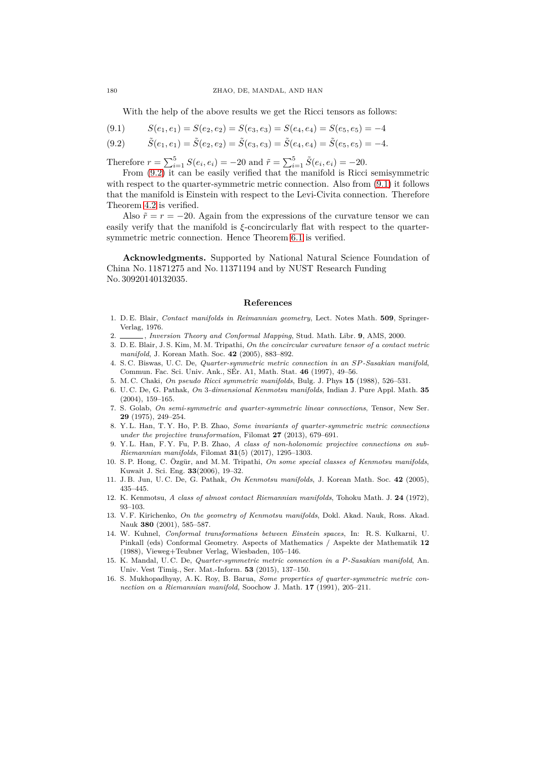With the help of the above results we get the Ricci tensors as follows:

$$S(e_1, e_1) = S(e_2, e_2) = S(e_3, e_3) = S(e_4, e_4) = S(e_5, e_5) = -4 \tag{9.1}$$

$$\tilde{S}(e_1, e_1) = \tilde{S}(e_2, e_2) = \tilde{S}(e_3, e_3) = \tilde{S}(e_4, e_4) = \tilde{S}(e_5, e_5) = -4. \tag{9.2}$$

Therefore $r = \sum_{i=1}^{5} S(e_i, e_i) = -20$ and $\tilde{r} = \sum_{i=1}^{5} \tilde{S}(e_i, e_i) = -20$.

From (9.2) it can be easily verified that the manifold is Ricci semisymmetric with respect to the quarter-symmetric metric connection. Also from (9.1) it follows that the manifold is Einstein with respect to the Levi-Civita connection. Therefore Theorem 4.2 is verified.

Also $\tilde{r} = r = -20$. Again from the expressions of the curvature tensor we can easily verify that the manifold is $\xi$-concircularly flat with respect to the quarter-symmetric metric connection. Hence Theorem 6.1 is verified.

**Acknowledgments.** Supported by National Natural Science Foundation of China No. 11871275 and No. 11371194 and by NUST Research Funding No. 30920140132035.

## References

1. D. E. Blair, *Contact manifolds in Reimannian geometry*, Lect. Notes Math. **509**, Springer-Verlag, 1976.
2. ______, *Inversion Theory and Conformal Mapping*, Stud. Math. Libr. **9**, AMS, 2000.
3. D. E. Blair, J. S. Kim, M. M. Tripathi, *On the concircular curvature tensor of a contact metric manifold*, J. Korean Math. Soc. **42** (2005), 883–892.
4. S. C. Biswas, U. C. De, *Quarter-symmetric metric connection in an SP-Sasakian manifold*, Commun. Fac. Sci. Univ. Ank., SÉr. A1, Math. Stat. **46** (1997), 49–56.
5. M. C. Chaki, *On pseudo Ricci symmetric manifolds*, Bulg. J. Phys **15** (1988), 526–531.
6. U. C. De, G. Pathak, *On 3-dimensional Kenmotsu manifolds*, Indian J. Pure Appl. Math. **35** (2004), 159–165.
7. S. Golab, *On semi-symmetric and quarter-symmetric linear connections*, Tensor, New Ser. **29** (1975), 249–254.
8. Y. L. Han, T. Y. Ho, P. B. Zhao, *Some invariants of quarter-symmetric metric connections under the projective transformation*, Filomat **27** (2013), 679–691.
9. Y. L. Han, F. Y. Fu, P. B. Zhao, *A class of non-holonomic projective connections on sub-Riemannian manifolds*, Filomat **31**(5) (2017), 1295–1303.
10. S. P. Hong, C. Özgür, and M. M. Tripathi, *On some special classes of Kenmotsu manifolds*, Kuwait J. Sci. Eng. **33**(2006), 19–32.
11. J. B. Jun, U. C. De, G. Pathak, *On Kenmotsu manifolds*, J. Korean Math. Soc. **42** (2005), 435–445.
12. K. Kenmotsu, *A class of almost contact Riemannian manifolds*, Tohoku Math. J. **24** (1972), 93–103.
13. V. F. Kirichenko, *On the geometry of Kenmotsu manifolds*, Dokl. Akad. Nauk, Ross. Akad. Nauk **380** (2001), 585–587.
14. W. Kuhnel, *Conformal transformations between Einstein spaces*, In: R. S. Kulkarni, U. Pinkall (eds) Conformal Geometry. Aspects of Mathematics / Aspekte der Mathematik **12** (1988), Vieweg+Teubner Verlag, Wiesbaden, 105–146.
15. K. Mandal, U. C. De, *Quarter-symmetric metric connection in a P-Sasakian manifold*, An. Univ. Vest Timiş., Ser. Mat.-Inform. **53** (2015), 137–150.
16. S. Mukhopadhyay, A. K. Roy, B. Barua, *Some properties of quarter-symmetric metric connection on a Riemannian manifold,* Soochow J. Math. **17** (1991), 205–211.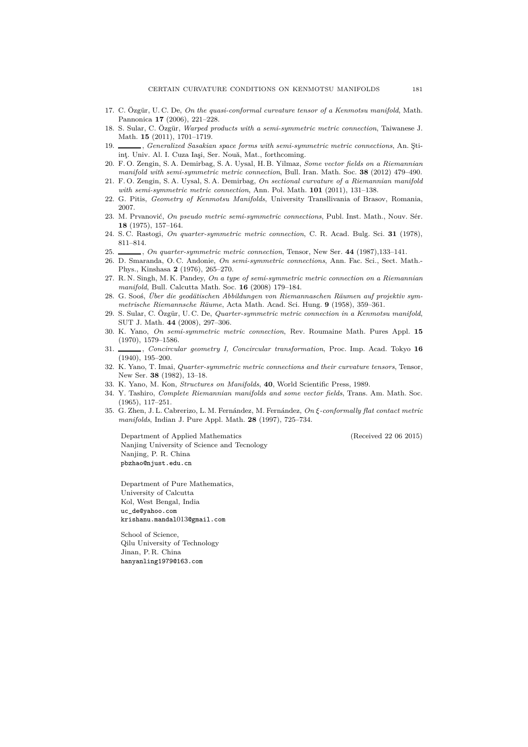17. C. Özgür, U. C. De, *On the quasi-conformal curvature tensor of a Kenmotsu manifold*, Math. Pannonica **17** (2006), 221–228.
18. S. Sular, C. Özgür, *Warped products with a semi-symmetric metric connection*, Taiwanese J. Math. **15** (2011), 1701–1719.
19. ______, *Generalized Sasakian space forms with semi-symmetric metric connections*, An. Ştiinţ. Univ. Al. I. Cuza Iaşi, Ser. Nouă, Mat., forthcoming.
20. F. O. Zengin, S. A. Demirbag, S. A. Uysal, H. B. Yilmaz, *Some vector fields on a Riemannian manifold with semi-symmetric metric connection*, Bull. Iran. Math. Soc. **38** (2012) 479–490.
21. F. O. Zengin, S. A. Uysal, S. A. Demirbag, *On sectional curvature of a Riemannian manifold with semi-symmetric metric connection*, Ann. Pol. Math. **101** (2011), 131–138.
22. G. Pitis, *Geometry of Kenmotsu Manifolds*, University Transllivania of Brasov, Romania, 2007.
23. M. Prvanović, *On pseudo metric semi-symmetric connections*, Publ. Inst. Math., Nouv. Sér. **18** (1975), 157–164.
24. S. C. Rastogi, *On quarter-symmetric metric connection*, C. R. Acad. Bulg. Sci. **31** (1978), 811–814.
25. ______, *On quarter-symmetric metric connection*, Tensor, New Ser. **44** (1987),133–141.
26. D. Smaranda, O. C. Andonie, *On semi-symmetric connections*, Ann. Fac. Sci., Sect. Math.-Phys., Kinshasa **2** (1976), 265–270.
27. R. N. Singh, M. K. Pandey, *On a type of semi-symmetric metric connection on a Riemannian manifold*, Bull. Calcutta Math. Soc. **16** (2008) 179–184.
28. G. Sooś, *Über die geodätischen Abbildungen von Riemannaschen Räumen auf projektiv symmetrische Riemannsche Räume*, Acta Math. Acad. Sci. Hung. **9** (1958), 359–361.
29. S. Sular, C. Özgür, U. C. De, *Quarter-symmetric metric connection in a Kenmotsu manifold*, SUT J. Math. **44** (2008), 297–306.
30. K. Yano, *On semi-symmetric metric connection*, Rev. Roumaine Math. Pures Appl. **15** (1970), 1579–1586.
31. ______, *Concircular geometry I, Concircular transformation*, Proc. Imp. Acad. Tokyo **16** (1940), 195–200.
32. K. Yano, T. Imai, *Quarter-symmetric metric connections and their curvature tensors*, Tensor, New Ser. **38** (1982), 13–18.
33. K. Yano, M. Kon, *Structures on Manifolds*, **40**, World Scientific Press, 1989.
34. Y. Tashiro, *Complete Riemannian manifolds and some vector fields*, Trans. Am. Math. Soc. (1965), 117–251.
35. G. Zhen, J. L. Cabrerizo, L. M. Fernández, M. Fernández, *On $\xi$-conformally flat contact metric manifolds*, Indian J. Pure Appl. Math. **28** (1997), 725–734.

Department of Applied Mathematics
Nanjing University of Science and Tecnology
Nanjing, P. R. China
pbzhao@njust.edu.cn

(Received 22 06 2015)

Department of Pure Mathematics,
University of Calcutta
Kol, West Bengal, India
uc_de@yahoo.com
krishanu.mandal013@gmail.com

School of Science,
Qilu University of Technology
Jinan, P. R. China
hanyanling1979@163.com